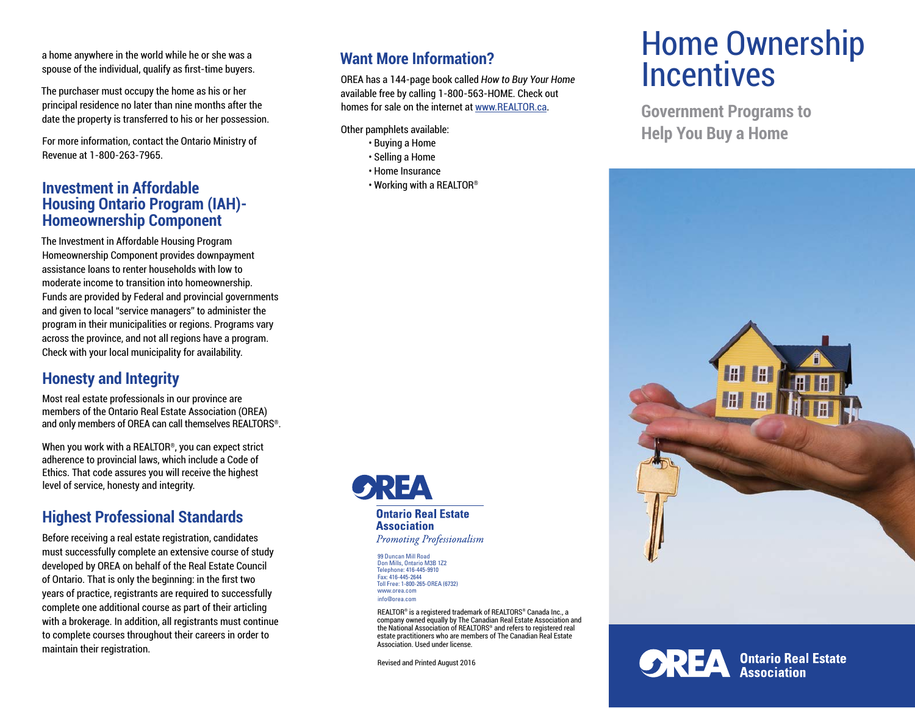a home anywhere in the world while he or she was a spouse of the individual, qualify as first-time buyers.

The purchaser must occupy the home as his or her principal residence no later than nine months after the date the property is transferred to his or her possession.

For more information, contact the Ontario Ministry of Revenue at 1-800-263-7965.

## Investment in Affordable Housing Ontario Program (IAH)- Homeownership Component

The Investment in Affordable Housing Program Homeownership Component provides downpayment assistance loans to renter households with low to moderate income to transition into homeownership. Funds are provided by Federal and provincial governments and given to local "service managers" to administer the program in their municipalities or regions. Programs vary across the province, and not all regions have a program. Check with your local municipality for availability.

## Honesty and Integrity

Most real estate professionals in our province are members of the Ontario Real Estate Association (OREA) and only members of OREA can call themselves REALTORS®.

When you work with a REALTOR®, you can expect strict adherence to provincial laws, which include a Code of Ethics. That code assures you will receive the highest level of service, honesty and integrity.

## Highest Professional Standards

Before receiving a real estate registration, candidates must successfully complete an extensive course of study developed by OREA on behalf of the Real Estate Council of Ontario. That is only the beginning: in the first two years of practice, registrants are required to successfully complete one additional course as part of their articling with a brokerage. In addition, all registrants must continue to complete courses throughout their careers in order to maintain their registration.

## Want More Information?

OREA has a 144-page book called *How to Buy Your Home* available free by calling 1-800-563-HOME. Check out homes for sale on the internet at www.REALTOR.ca.

Other pamphlets available:

- Buying a Home
- Selling a Home
- Home Insurance
- Working with a REALTOR®

**OREA**

**Ontario Real Estate Association**

*Promoting Professionalism*

99 Duncan Mill Road
Don Mills, Ontario M3B 1Z2
Telephone: 416-445-9910
Fax: 416-445-2644
Toll Free: 1-800-265-OREA (6732)
www.orea.com
info@orea.com

REALTOR® is a registered trademark of REALTORS® Canada Inc., a company owned equally by The Canadian Real Estate Association and the National Association of REALTORS® and refers to registered real estate practitioners who are members of The Canadian Real Estate Association. Used under license.

Revised and Printed August 2016

# Home Ownership Incentives

## Government Programs to Help You Buy a Home

**OREA** Ontario Real Estate Association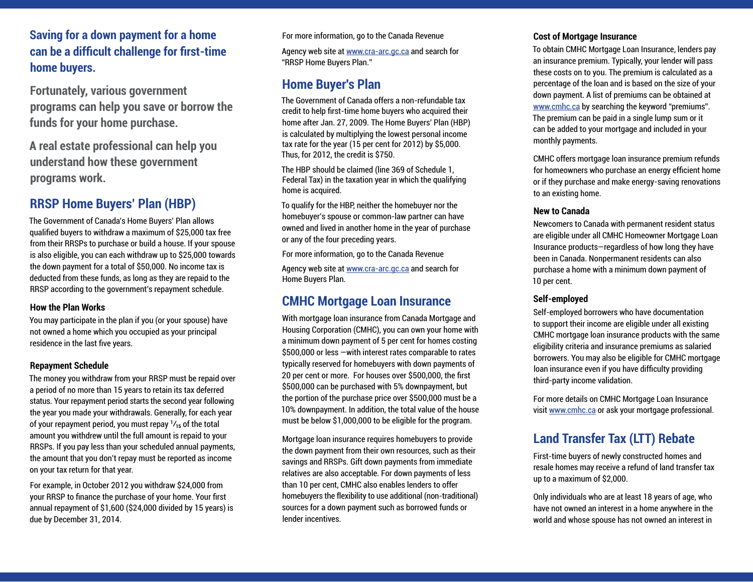**Saving for a down payment for a home can be a difficult challenge for first-time home buyers.**

**Fortunately, various government programs can help you save or borrow the funds for your home purchase.**

**A real estate professional can help you understand how these government programs work.**

## RRSP Home Buyers' Plan (HBP)

The Government of Canada's Home Buyers' Plan allows qualified buyers to withdraw a maximum of $25,000 tax free from their RRSPs to purchase or build a house. If your spouse is also eligible, you can each withdraw up to $25,000 towards the down payment for a total of $50,000. No income tax is deducted from these funds, as long as they are repaid to the RRSP according to the government's repayment schedule.

### How the Plan Works

You may participate in the plan if you (or your spouse) have not owned a home which you occupied as your principal residence in the last five years.

### Repayment Schedule

The money you withdraw from your RRSP must be repaid over a period of no more than 15 years to retain its tax deferred status. Your repayment period starts the second year following the year you made your withdrawals. Generally, for each year of your repayment period, you must repay 1/15 of the total amount you withdrew until the full amount is repaid to your RRSPs. If you pay less than your scheduled annual payments, the amount that you don't repay must be reported as income on your tax return for that year.

For example, in October 2012 you withdraw $24,000 from your RRSP to finance the purchase of your home. Your first annual repayment of $1,600 ($24,000 divided by 15 years) is due by December 31, 2014.

For more information, go to the Canada Revenue

Agency web site at www.cra-arc.gc.ca and search for "RRSP Home Buyers Plan."

## Home Buyer's Plan

The Government of Canada offers a non-refundable tax credit to help first-time home buyers who acquired their home after Jan. 27, 2009. The Home Buyers' Plan (HBP) is calculated by multiplying the lowest personal income tax rate for the year (15 per cent for 2012) by $5,000. Thus, for 2012, the credit is $750.

The HBP should be claimed (line 369 of Schedule 1, Federal Tax) in the taxation year in which the qualifying home is acquired.

To qualify for the HBP, neither the homebuyer nor the homebuyer's spouse or common-law partner can have owned and lived in another home in the year of purchase or any of the four preceding years.

For more information, go to the Canada Revenue

Agency web site at www.cra-arc.gc.ca and search for Home Buyers Plan.

## CMHC Mortgage Loan Insurance

With mortgage loan insurance from Canada Mortgage and Housing Corporation (CMHC), you can own your home with a minimum down payment of 5 per cent for homes costing $500,000 or less —with interest rates comparable to rates typically reserved for homebuyers with down payments of 20 per cent or more. For houses over $500,000, the first $500,000 can be purchased with 5% downpayment, but the portion of the purchase price over $500,000 must be a 10% downpayment. In addition, the total value of the house must be below $1,000,000 to be eligible for the program.

Mortgage loan insurance requires homebuyers to provide the down payment from their own resources, such as their savings and RRSPs. Gift down payments from immediate relatives are also acceptable. For down payments of less than 10 per cent, CMHC also enables lenders to offer homebuyers the flexibility to use additional (non-traditional) sources for a down payment such as borrowed funds or lender incentives.

### Cost of Mortgage Insurance

To obtain CMHC Mortgage Loan Insurance, lenders pay an insurance premium. Typically, your lender will pass these costs on to you. The premium is calculated as a percentage of the loan and is based on the size of your down payment. A list of premiums can be obtained at www.cmhc.ca by searching the keyword "premiums". The premium can be paid in a single lump sum or it can be added to your mortgage and included in your monthly payments.

CMHC offers mortgage loan insurance premium refunds for homeowners who purchase an energy efficient home or if they purchase and make energy-saving renovations to an existing home.

### New to Canada

Newcomers to Canada with permanent resident status are eligible under all CMHC Homeowner Mortgage Loan Insurance products—regardless of how long they have been in Canada. Nonpermanent residents can also purchase a home with a minimum down payment of 10 per cent.

### Self-employed

Self-employed borrowers who have documentation to support their income are eligible under all existing CMHC mortgage loan insurance products with the same eligibility criteria and insurance premiums as salaried borrowers. You may also be eligible for CMHC mortgage loan insurance even if you have difficulty providing third-party income validation.

For more details on CMHC Mortgage Loan Insurance visit www.cmhc.ca or ask your mortgage professional.

## Land Transfer Tax (LTT) Rebate

First-time buyers of newly constructed homes and resale homes may receive a refund of land transfer tax up to a maximum of $2,000.

Only individuals who are at least 18 years of age, who have not owned an interest in a home anywhere in the world and whose spouse has not owned an interest in